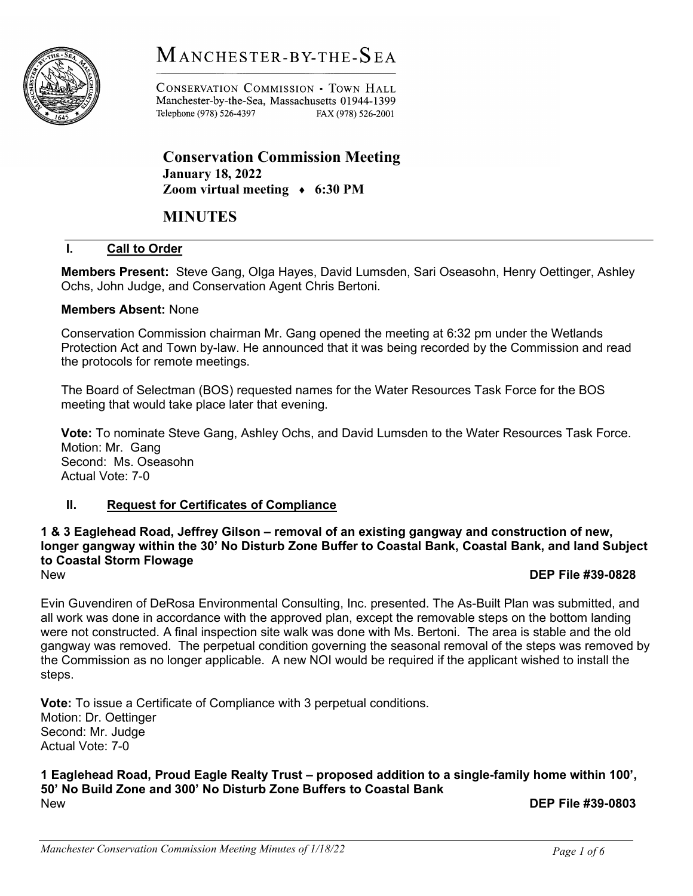# MANCHESTER-BY-THE-SEA

CONSERVATION COMMISSION • TOWN HALL
Manchester-by-the-Sea, Massachusetts 01944-1399
Telephone (978) 526-4397 FAX (978) 526-2001

## Conservation Commission Meeting

**January 18, 2022**
**Zoom virtual meeting ♦ 6:30 PM**

## MINUTES

### I. Call to Order

**Members Present:** Steve Gang, Olga Hayes, David Lumsden, Sari Oseasohn, Henry Oettinger, Ashley Ochs, John Judge, and Conservation Agent Chris Bertoni.

**Members Absent:** None

Conservation Commission chairman Mr. Gang opened the meeting at 6:32 pm under the Wetlands Protection Act and Town by-law. He announced that it was being recorded by the Commission and read the protocols for remote meetings.

The Board of Selectman (BOS) requested names for the Water Resources Task Force for the BOS meeting that would take place later that evening.

**Vote:** To nominate Steve Gang, Ashley Ochs, and David Lumsden to the Water Resources Task Force.
Motion: Mr. Gang
Second: Ms. Oseasohn
Actual Vote: 7-0

### II. Request for Certificates of Compliance

**1 & 3 Eaglehead Road, Jeffrey Gilson – removal of an existing gangway and construction of new, longer gangway within the 30' No Disturb Zone Buffer to Coastal Bank, Coastal Bank, and land Subject to Coastal Storm Flowage**
New **DEP File #39-0828**

Evin Guvendiren of DeRosa Environmental Consulting, Inc. presented. The As-Built Plan was submitted, and all work was done in accordance with the approved plan, except the removable steps on the bottom landing were not constructed. A final inspection site walk was done with Ms. Bertoni. The area is stable and the old gangway was removed. The perpetual condition governing the seasonal removal of the steps was removed by the Commission as no longer applicable. A new NOI would be required if the applicant wished to install the steps.

**Vote:** To issue a Certificate of Compliance with 3 perpetual conditions.
Motion: Dr. Oettinger
Second: Mr. Judge
Actual Vote: 7-0

**1 Eaglehead Road, Proud Eagle Realty Trust – proposed addition to a single-family home within 100', 50' No Build Zone and 300' No Disturb Zone Buffers to Coastal Bank**
New **DEP File #39-0803**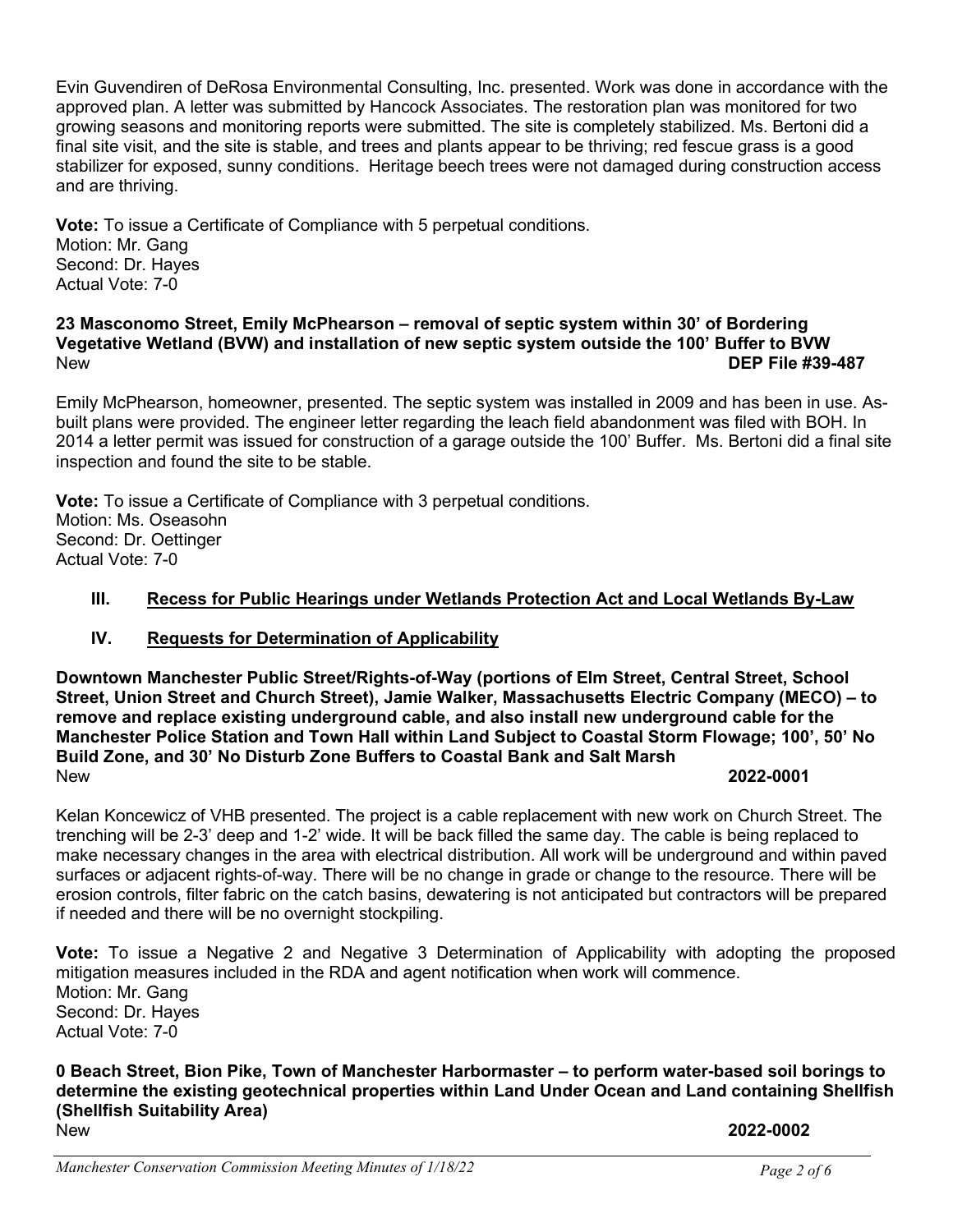Evin Guvendiren of DeRosa Environmental Consulting, Inc. presented. Work was done in accordance with the approved plan. A letter was submitted by Hancock Associates. The restoration plan was monitored for two growing seasons and monitoring reports were submitted. The site is completely stabilized. Ms. Bertoni did a final site visit, and the site is stable, and trees and plants appear to be thriving; red fescue grass is a good stabilizer for exposed, sunny conditions. Heritage beech trees were not damaged during construction access and are thriving.

**Vote:** To issue a Certificate of Compliance with 5 perpetual conditions.
Motion: Mr. Gang
Second: Dr. Hayes
Actual Vote: 7-0

**23 Masconomo Street, Emily McPhearson – removal of septic system within 30' of Bordering Vegetative Wetland (BVW) and installation of new septic system outside the 100' Buffer to BVW**
New **DEP File #39-487**

Emily McPhearson, homeowner, presented. The septic system was installed in 2009 and has been in use. As-built plans were provided. The engineer letter regarding the leach field abandonment was filed with BOH. In 2014 a letter permit was issued for construction of a garage outside the 100' Buffer. Ms. Bertoni did a final site inspection and found the site to be stable.

**Vote:** To issue a Certificate of Compliance with 3 perpetual conditions.
Motion: Ms. Oseasohn
Second: Dr. Oettinger
Actual Vote: 7-0

## III. Recess for Public Hearings under Wetlands Protection Act and Local Wetlands By-Law

## IV. Requests for Determination of Applicability

**Downtown Manchester Public Street/Rights-of-Way (portions of Elm Street, Central Street, School Street, Union Street and Church Street), Jamie Walker, Massachusetts Electric Company (MECO) – to remove and replace existing underground cable, and also install new underground cable for the Manchester Police Station and Town Hall within Land Subject to Coastal Storm Flowage; 100', 50' No Build Zone, and 30' No Disturb Zone Buffers to Coastal Bank and Salt Marsh**
New **2022-0001**

Kelan Koncewicz of VHB presented. The project is a cable replacement with new work on Church Street. The trenching will be 2-3' deep and 1-2' wide. It will be back filled the same day. The cable is being replaced to make necessary changes in the area with electrical distribution. All work will be underground and within paved surfaces or adjacent rights-of-way. There will be no change in grade or change to the resource. There will be erosion controls, filter fabric on the catch basins, dewatering is not anticipated but contractors will be prepared if needed and there will be no overnight stockpiling.

**Vote:** To issue a Negative 2 and Negative 3 Determination of Applicability with adopting the proposed mitigation measures included in the RDA and agent notification when work will commence.
Motion: Mr. Gang
Second: Dr. Hayes
Actual Vote: 7-0

**0 Beach Street, Bion Pike, Town of Manchester Harbormaster – to perform water-based soil borings to determine the existing geotechnical properties within Land Under Ocean and Land containing Shellfish (Shellfish Suitability Area)**
New **2022-0002**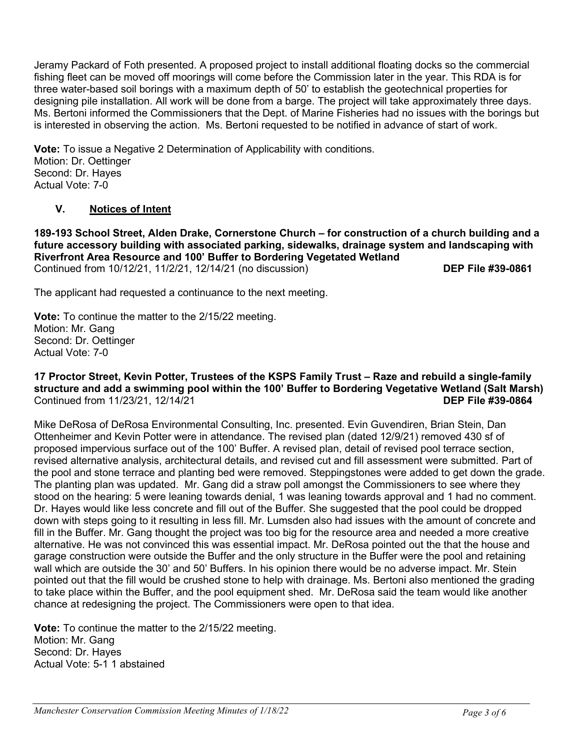Jeramy Packard of Foth presented. A proposed project to install additional floating docks so the commercial fishing fleet can be moved off moorings will come before the Commission later in the year. This RDA is for three water-based soil borings with a maximum depth of 50' to establish the geotechnical properties for designing pile installation. All work will be done from a barge. The project will take approximately three days. Ms. Bertoni informed the Commissioners that the Dept. of Marine Fisheries had no issues with the borings but is interested in observing the action. Ms. Bertoni requested to be notified in advance of start of work.

**Vote:** To issue a Negative 2 Determination of Applicability with conditions.
Motion: Dr. Oettinger
Second: Dr. Hayes
Actual Vote: 7-0

## V. Notices of Intent

**189-193 School Street, Alden Drake, Cornerstone Church – for construction of a church building and a future accessory building with associated parking, sidewalks, drainage system and landscaping with Riverfront Area Resource and 100' Buffer to Bordering Vegetated Wetland**
Continued from 10/12/21, 11/2/21, 12/14/21 (no discussion) **DEP File #39-0861**

The applicant had requested a continuance to the next meeting.

**Vote:** To continue the matter to the 2/15/22 meeting.
Motion: Mr. Gang
Second: Dr. Oettinger
Actual Vote: 7-0

**17 Proctor Street, Kevin Potter, Trustees of the KSPS Family Trust – Raze and rebuild a single-family structure and add a swimming pool within the 100' Buffer to Bordering Vegetative Wetland (Salt Marsh)**
Continued from 11/23/21, 12/14/21 **DEP File #39-0864**

Mike DeRosa of DeRosa Environmental Consulting, Inc. presented. Evin Guvendiren, Brian Stein, Dan Ottenheimer and Kevin Potter were in attendance. The revised plan (dated 12/9/21) removed 430 sf of proposed impervious surface out of the 100' Buffer. A revised plan, detail of revised pool terrace section, revised alternative analysis, architectural details, and revised cut and fill assessment were submitted. Part of the pool and stone terrace and planting bed were removed. Steppingstones were added to get down the grade. The planting plan was updated. Mr. Gang did a straw poll amongst the Commissioners to see where they stood on the hearing: 5 were leaning towards denial, 1 was leaning towards approval and 1 had no comment. Dr. Hayes would like less concrete and fill out of the Buffer. She suggested that the pool could be dropped down with steps going to it resulting in less fill. Mr. Lumsden also had issues with the amount of concrete and fill in the Buffer. Mr. Gang thought the project was too big for the resource area and needed a more creative alternative. He was not convinced this was essential impact. Mr. DeRosa pointed out the that the house and garage construction were outside the Buffer and the only structure in the Buffer were the pool and retaining wall which are outside the 30' and 50' Buffers. In his opinion there would be no adverse impact. Mr. Stein pointed out that the fill would be crushed stone to help with drainage. Ms. Bertoni also mentioned the grading to take place within the Buffer, and the pool equipment shed. Mr. DeRosa said the team would like another chance at redesigning the project. The Commissioners were open to that idea.

**Vote:** To continue the matter to the 2/15/22 meeting.
Motion: Mr. Gang
Second: Dr. Hayes
Actual Vote: 5-1 1 abstained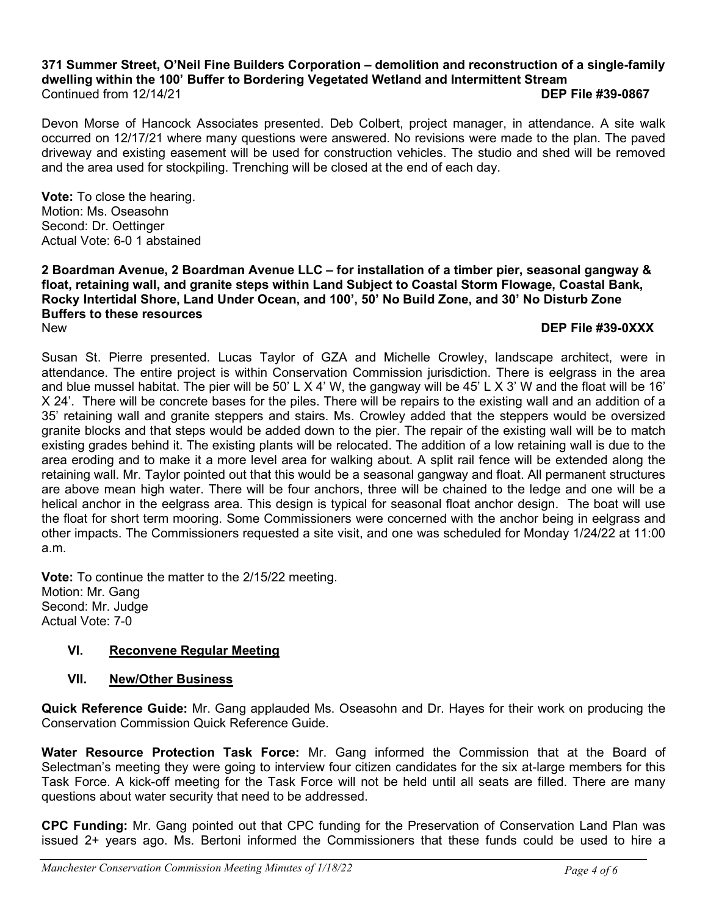**371 Summer Street, O'Neil Fine Builders Corporation – demolition and reconstruction of a single-family dwelling within the 100' Buffer to Bordering Vegetated Wetland and Intermittent Stream**
Continued from 12/14/21 **DEP File #39-0867**

Devon Morse of Hancock Associates presented. Deb Colbert, project manager, in attendance. A site walk occurred on 12/17/21 where many questions were answered. No revisions were made to the plan. The paved driveway and existing easement will be used for construction vehicles. The studio and shed will be removed and the area used for stockpiling. Trenching will be closed at the end of each day.

**Vote:** To close the hearing.
Motion: Ms. Oseasohn
Second: Dr. Oettinger
Actual Vote: 6-0 1 abstained

**2 Boardman Avenue, 2 Boardman Avenue LLC – for installation of a timber pier, seasonal gangway & float, retaining wall, and granite steps within Land Subject to Coastal Storm Flowage, Coastal Bank, Rocky Intertidal Shore, Land Under Ocean, and 100', 50' No Build Zone, and 30' No Disturb Zone Buffers to these resources**
New **DEP File #39-0XXX**

Susan St. Pierre presented. Lucas Taylor of GZA and Michelle Crowley, landscape architect, were in attendance. The entire project is within Conservation Commission jurisdiction. There is eelgrass in the area and blue mussel habitat. The pier will be 50' L X 4' W, the gangway will be 45' L X 3' W and the float will be 16' X 24'. There will be concrete bases for the piles. There will be repairs to the existing wall and an addition of a 35' retaining wall and granite steppers and stairs. Ms. Crowley added that the steppers would be oversized granite blocks and that steps would be added down to the pier. The repair of the existing wall will be to match existing grades behind it. The existing plants will be relocated. The addition of a low retaining wall is due to the area eroding and to make it a more level area for walking about. A split rail fence will be extended along the retaining wall. Mr. Taylor pointed out that this would be a seasonal gangway and float. All permanent structures are above mean high water. There will be four anchors, three will be chained to the ledge and one will be a helical anchor in the eelgrass area. This design is typical for seasonal float anchor design. The boat will use the float for short term mooring. Some Commissioners were concerned with the anchor being in eelgrass and other impacts. The Commissioners requested a site visit, and one was scheduled for Monday 1/24/22 at 11:00 a.m.

**Vote:** To continue the matter to the 2/15/22 meeting.
Motion: Mr. Gang
Second: Mr. Judge
Actual Vote: 7-0

## VI. Reconvene Regular Meeting

## VII. New/Other Business

**Quick Reference Guide:** Mr. Gang applauded Ms. Oseasohn and Dr. Hayes for their work on producing the Conservation Commission Quick Reference Guide.

**Water Resource Protection Task Force:** Mr. Gang informed the Commission that at the Board of Selectman's meeting they were going to interview four citizen candidates for the six at-large members for this Task Force. A kick-off meeting for the Task Force will not be held until all seats are filled. There are many questions about water security that need to be addressed.

**CPC Funding:** Mr. Gang pointed out that CPC funding for the Preservation of Conservation Land Plan was issued 2+ years ago. Ms. Bertoni informed the Commissioners that these funds could be used to hire a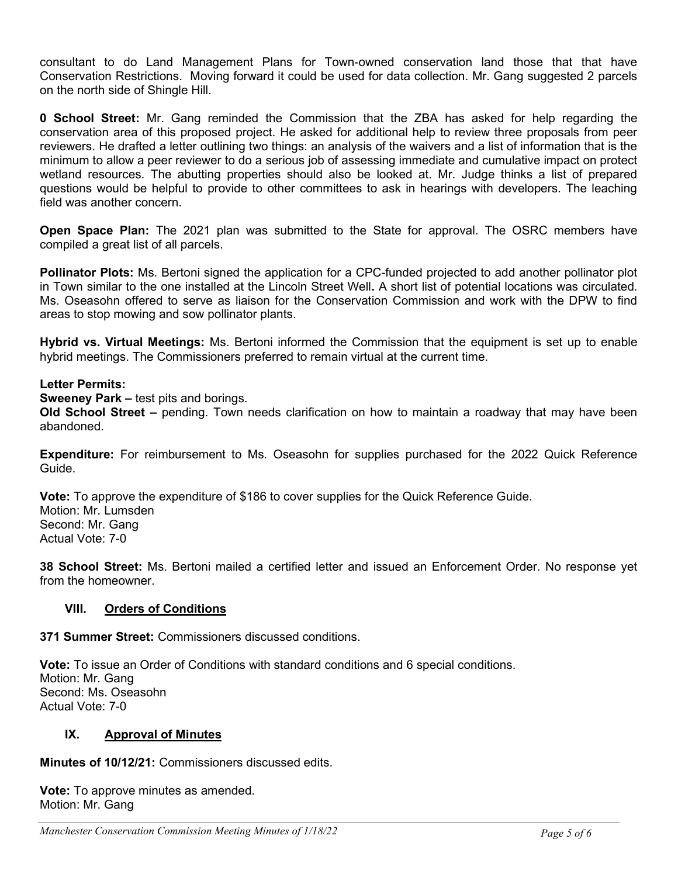consultant to do Land Management Plans for Town-owned conservation land those that that have Conservation Restrictions. Moving forward it could be used for data collection. Mr. Gang suggested 2 parcels on the north side of Shingle Hill.

**0 School Street:** Mr. Gang reminded the Commission that the ZBA has asked for help regarding the conservation area of this proposed project. He asked for additional help to review three proposals from peer reviewers. He drafted a letter outlining two things: an analysis of the waivers and a list of information that is the minimum to allow a peer reviewer to do a serious job of assessing immediate and cumulative impact on protect wetland resources. The abutting properties should also be looked at. Mr. Judge thinks a list of prepared questions would be helpful to provide to other committees to ask in hearings with developers. The leaching field was another concern.

**Open Space Plan:** The 2021 plan was submitted to the State for approval. The OSRC members have compiled a great list of all parcels.

**Pollinator Plots:** Ms. Bertoni signed the application for a CPC-funded projected to add another pollinator plot in Town similar to the one installed at the Lincoln Street Well**.** A short list of potential locations was circulated. Ms. Oseasohn offered to serve as liaison for the Conservation Commission and work with the DPW to find areas to stop mowing and sow pollinator plants.

**Hybrid vs. Virtual Meetings:** Ms. Bertoni informed the Commission that the equipment is set up to enable hybrid meetings. The Commissioners preferred to remain virtual at the current time.

**Letter Permits:**
**Sweeney Park –** test pits and borings.
**Old School Street –** pending. Town needs clarification on how to maintain a roadway that may have been abandoned.

**Expenditure:** For reimbursement to Ms. Oseasohn for supplies purchased for the 2022 Quick Reference Guide.

**Vote:** To approve the expenditure of $186 to cover supplies for the Quick Reference Guide.
Motion: Mr. Lumsden
Second: Mr. Gang
Actual Vote: 7-0

**38 School Street:** Ms. Bertoni mailed a certified letter and issued an Enforcement Order. No response yet from the homeowner.

## VIII. Orders of Conditions

**371 Summer Street:** Commissioners discussed conditions.

**Vote:** To issue an Order of Conditions with standard conditions and 6 special conditions.
Motion: Mr. Gang
Second: Ms. Oseasohn
Actual Vote: 7-0

## IX. Approval of Minutes

**Minutes of 10/12/21:** Commissioners discussed edits.

**Vote:** To approve minutes as amended.
Motion: Mr. Gang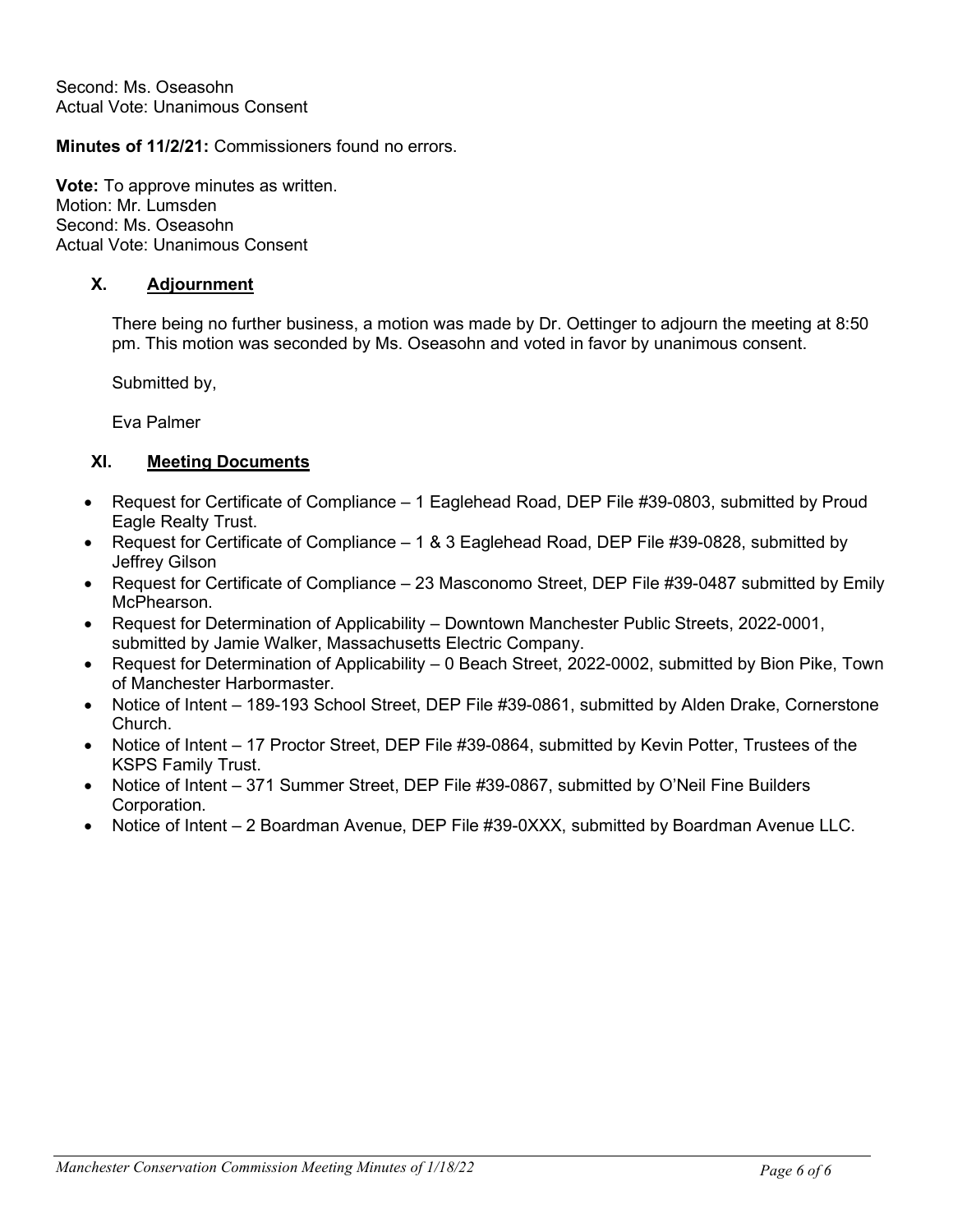Second: Ms. Oseasohn
Actual Vote: Unanimous Consent

**Minutes of 11/2/21:** Commissioners found no errors.

**Vote:** To approve minutes as written.
Motion: Mr. Lumsden
Second: Ms. Oseasohn
Actual Vote: Unanimous Consent

## X. Adjournment

There being no further business, a motion was made by Dr. Oettinger to adjourn the meeting at 8:50 pm. This motion was seconded by Ms. Oseasohn and voted in favor by unanimous consent.

Submitted by,

Eva Palmer

## XI. Meeting Documents

- Request for Certificate of Compliance – 1 Eaglehead Road, DEP File #39-0803, submitted by Proud Eagle Realty Trust.
- Request for Certificate of Compliance – 1 & 3 Eaglehead Road, DEP File #39-0828, submitted by Jeffrey Gilson
- Request for Certificate of Compliance – 23 Masconomo Street, DEP File #39-0487 submitted by Emily McPhearson.
- Request for Determination of Applicability – Downtown Manchester Public Streets, 2022-0001, submitted by Jamie Walker, Massachusetts Electric Company.
- Request for Determination of Applicability – 0 Beach Street, 2022-0002, submitted by Bion Pike, Town of Manchester Harbormaster.
- Notice of Intent – 189-193 School Street, DEP File #39-0861, submitted by Alden Drake, Cornerstone Church.
- Notice of Intent – 17 Proctor Street, DEP File #39-0864, submitted by Kevin Potter, Trustees of the KSPS Family Trust.
- Notice of Intent – 371 Summer Street, DEP File #39-0867, submitted by O'Neil Fine Builders Corporation.
- Notice of Intent – 2 Boardman Avenue, DEP File #39-0XXX, submitted by Boardman Avenue LLC.